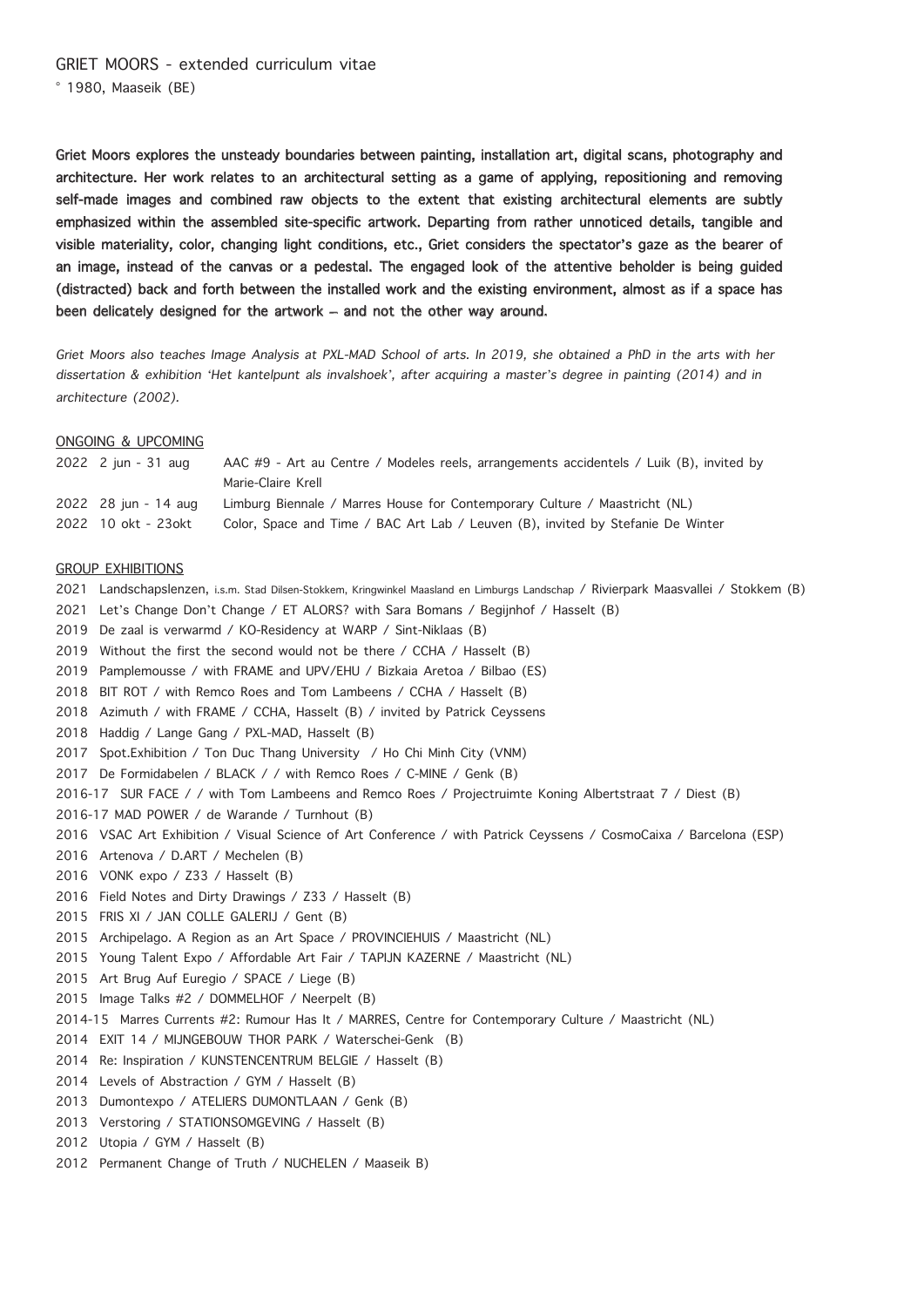GRIET MOORS - extended curriculum vitae

° 1980, Maaseik (BE)

**Griet Moors explores the unsteady boundaries between painting, installation art, digital scans, photography and architecture. Her work relates to an architectural setting as a game of applying, repositioning and removing self-made images and combined raw objects to the extent that existing architectural elements are subtly emphasized within the assembled site-specific artwork. Departing from rather unnoticed details, tangible and visible materiality, color, changing light conditions, etc., Griet considers the spectator's gaze as the bearer of an image, instead of the canvas or a pedestal. The engaged look of the attentive beholder is being guided (distracted) back and forth between the installed work and the existing environment, almost as if a space has been delicately designed for the artwork – and not the other way around.**

*Griet Moors also teaches Image Analysis at PXL-MAD School of arts. In 2019, she obtained a PhD in the arts with her dissertation & exhibition 'Het kantelpunt als invalshoek', after acquiring a master's degree in painting (2014) and in architecture (2002).*

ONGOING & UPCOMING

2022 2 jun - 31 aug AAC #9 - Art au Centre / Modeles reels, arrangements accidentels / Luik (B), invited by Marie-Claire Krell
2022 28 jun - 14 aug Limburg Biennale / Marres House for Contemporary Culture / Maastricht (NL)
2022 10 okt - 23okt Color, Space and Time / BAC Art Lab / Leuven (B), invited by Stefanie De Winter

GROUP EXHIBITIONS

2021 Landschapslenzen, i.s.m. Stad Dilsen-Stokkem, Kringwinkel Maasland en Limburgs Landschap / Rivierpark Maasvallei / Stokkem (B)
2021 Let's Change Don't Change / ET ALORS? with Sara Bomans / Begijnhof / Hasselt (B)
2019 De zaal is verwarmd / KO-Residency at WARP / Sint-Niklaas (B)
2019 Without the first the second would not be there / CCHA / Hasselt (B)
2019 Pamplemousse / with FRAME and UPV/EHU / Bizkaia Aretoa / Bilbao (ES)
2018 BIT ROT / with Remco Roes and Tom Lambeens / CCHA / Hasselt (B)
2018 Azimuth / with FRAME / CCHA, Hasselt (B) / invited by Patrick Ceyssens
2018 Haddig / Lange Gang / PXL-MAD, Hasselt (B)
2017 Spot.Exhibition / Ton Duc Thang University / Ho Chi Minh City (VNM)
2017 De Formidabelen / BLACK / / with Remco Roes / C-MINE / Genk (B)
2016-17 SUR FACE / / with Tom Lambeens and Remco Roes / Projectruimte Koning Albertstraat 7 / Diest (B)
2016-17 MAD POWER / de Warande / Turnhout (B)
2016 VSAC Art Exhibition / Visual Science of Art Conference / with Patrick Ceyssens / CosmoCaixa / Barcelona (ESP)
2016 Artenova / D.ART / Mechelen (B)
2016 VONK expo / Z33 / Hasselt (B)
2016 Field Notes and Dirty Drawings / Z33 / Hasselt (B)
2015 FRIS XI / JAN COLLE GALERIJ / Gent (B)
2015 Archipelago. A Region as an Art Space / PROVINCIEHUIS / Maastricht (NL)
2015 Young Talent Expo / Affordable Art Fair / TAPIJN KAZERNE / Maastricht (NL)
2015 Art Brug Auf Euregio / SPACE / Liege (B)
2015 Image Talks #2 / DOMMELHOF / Neerpelt (B)
2014-15 Marres Currents #2: Rumour Has It / MARRES, Centre for Contemporary Culture / Maastricht (NL)
2014 EXIT 14 / MIJNGEBOUW THOR PARK / Waterschei-Genk (B)
2014 Re: Inspiration / KUNSTENCENTRUM BELGIE / Hasselt (B)
2014 Levels of Abstraction / GYM / Hasselt (B)
2013 Dumontexpo / ATELIERS DUMONTLAAN / Genk (B)
2013 Verstoring / STATIONSOMGEVING / Hasselt (B)
2012 Utopia / GYM / Hasselt (B)
2012 Permanent Change of Truth / NUCHELEN / Maaseik B)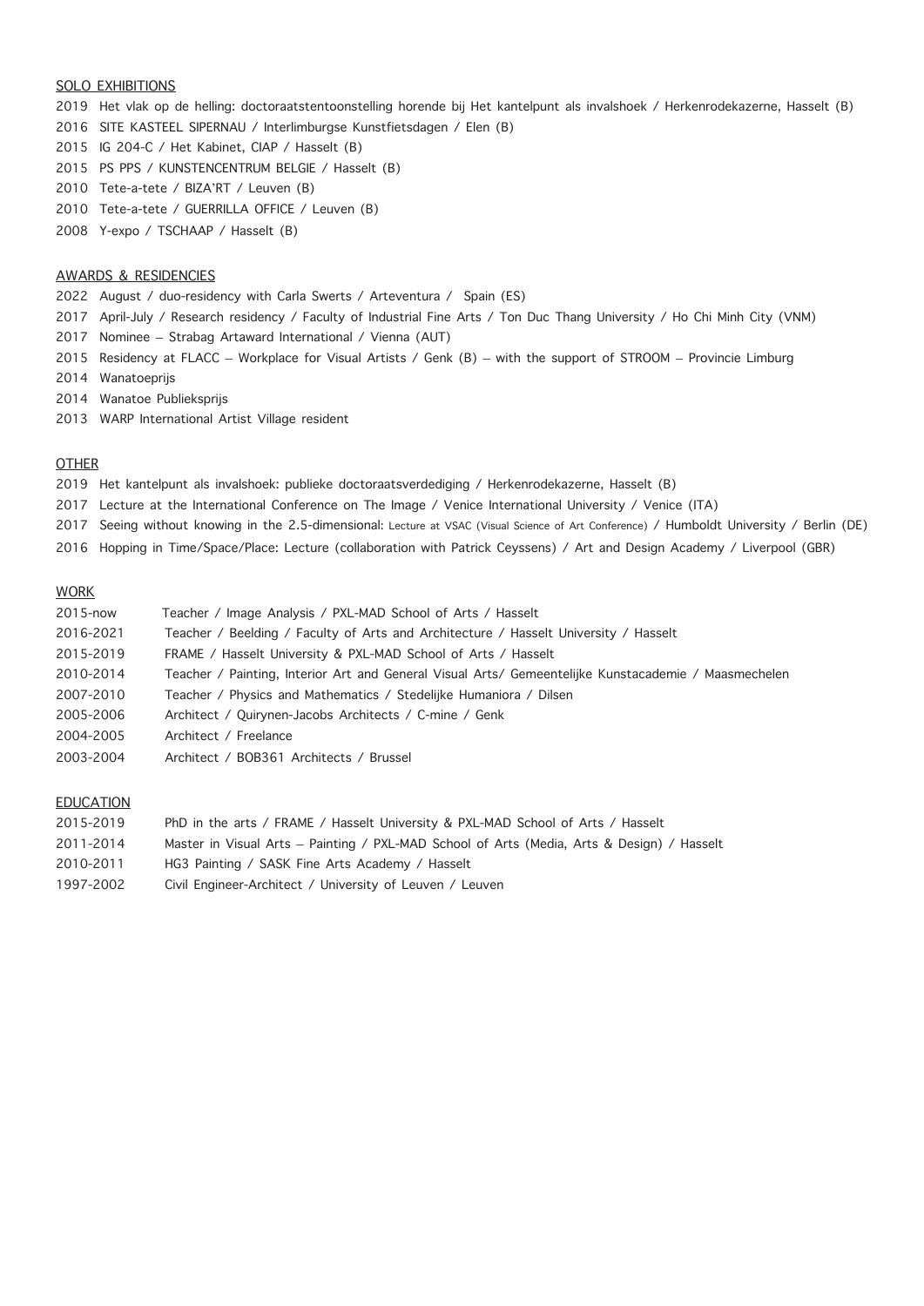## SOLO EXHIBITIONS

2019 Het vlak op de helling: doctoraatstentoonstelling horende bij Het kantelpunt als invalshoek / Herkenrodekazerne, Hasselt (B)
2016 SITE KASTEEL SIPERNAU / Interlimburgse Kunstfietsdagen / Elen (B)
2015 IG 204-C / Het Kabinet, CIAP / Hasselt (B)
2015 PS PPS / KUNSTENCENTRUM BELGIE / Hasselt (B)
2010 Tete-a-tete / BIZA'RT / Leuven (B)
2010 Tete-a-tete / GUERRILLA OFFICE / Leuven (B)
2008 Y-expo / TSCHAAP / Hasselt (B)

## AWARDS & RESIDENCIES

2022 August / duo-residency with Carla Swerts / Arteventura / Spain (ES)
2017 April-July / Research residency / Faculty of Industrial Fine Arts / Ton Duc Thang University / Ho Chi Minh City (VNM)
2017 Nominee – Strabag Artaward International / Vienna (AUT)
2015 Residency at FLACC – Workplace for Visual Artists / Genk (B) – with the support of STROOM – Provincie Limburg
2014 Wanatoeprijs
2014 Wanatoe Publieksprijs
2013 WARP International Artist Village resident

## OTHER

2019 Het kantelpunt als invalshoek: publieke doctoraatsverdediging / Herkenrodekazerne, Hasselt (B)
2017 Lecture at the International Conference on The Image / Venice International University / Venice (ITA)
2017 Seeing without knowing in the 2.5-dimensional: Lecture at VSAC (Visual Science of Art Conference) / Humboldt University / Berlin (DE)
2016 Hopping in Time/Space/Place: Lecture (collaboration with Patrick Ceyssens) / Art and Design Academy / Liverpool (GBR)

## WORK

| | |
|---|---|
| 2015-now | Teacher / Image Analysis / PXL-MAD School of Arts / Hasselt |
| 2016-2021 | Teacher / Beelding / Faculty of Arts and Architecture / Hasselt University / Hasselt |
| 2015-2019 | FRAME / Hasselt University & PXL-MAD School of Arts / Hasselt |
| 2010-2014 | Teacher / Painting, Interior Art and General Visual Arts/ Gemeentelijke Kunstacademie / Maasmechelen |
| 2007-2010 | Teacher / Physics and Mathematics / Stedelijke Humaniora / Dilsen |
| 2005-2006 | Architect / Quirynen-Jacobs Architects / C-mine / Genk |
| 2004-2005 | Architect / Freelance |
| 2003-2004 | Architect / BOB361 Architects / Brussel |

## EDUCATION

| | |
|---|---|
| 2015-2019 | PhD in the arts / FRAME / Hasselt University & PXL-MAD School of Arts / Hasselt |
| 2011-2014 | Master in Visual Arts – Painting / PXL-MAD School of Arts (Media, Arts & Design) / Hasselt |
| 2010-2011 | HG3 Painting / SASK Fine Arts Academy / Hasselt |
| 1997-2002 | Civil Engineer-Architect / University of Leuven / Leuven |